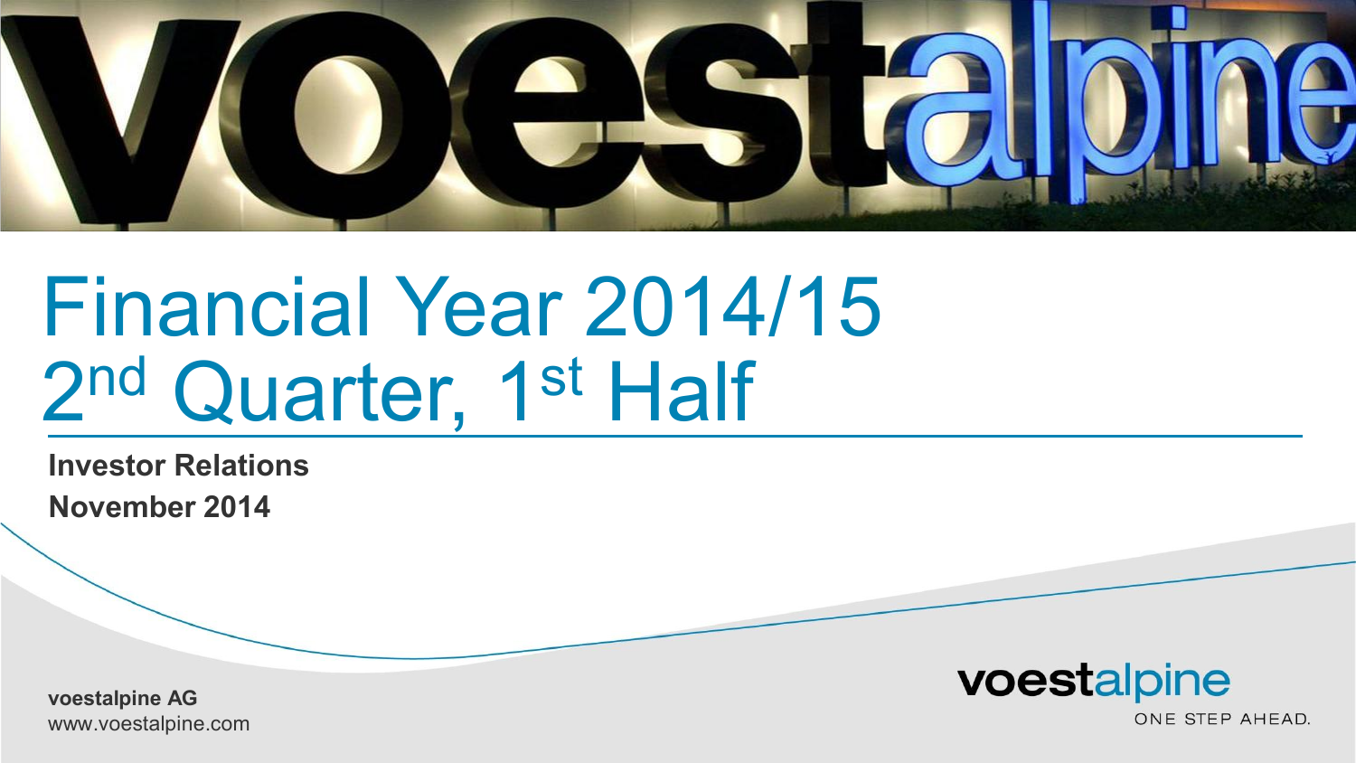# Financial Year 2014/15
# 2nd Quarter, 1st Half

**Investor Relations**

**November 2014**

**voestalpine AG**
www.voestalpine.com

voestalpine
ONE STEP AHEAD.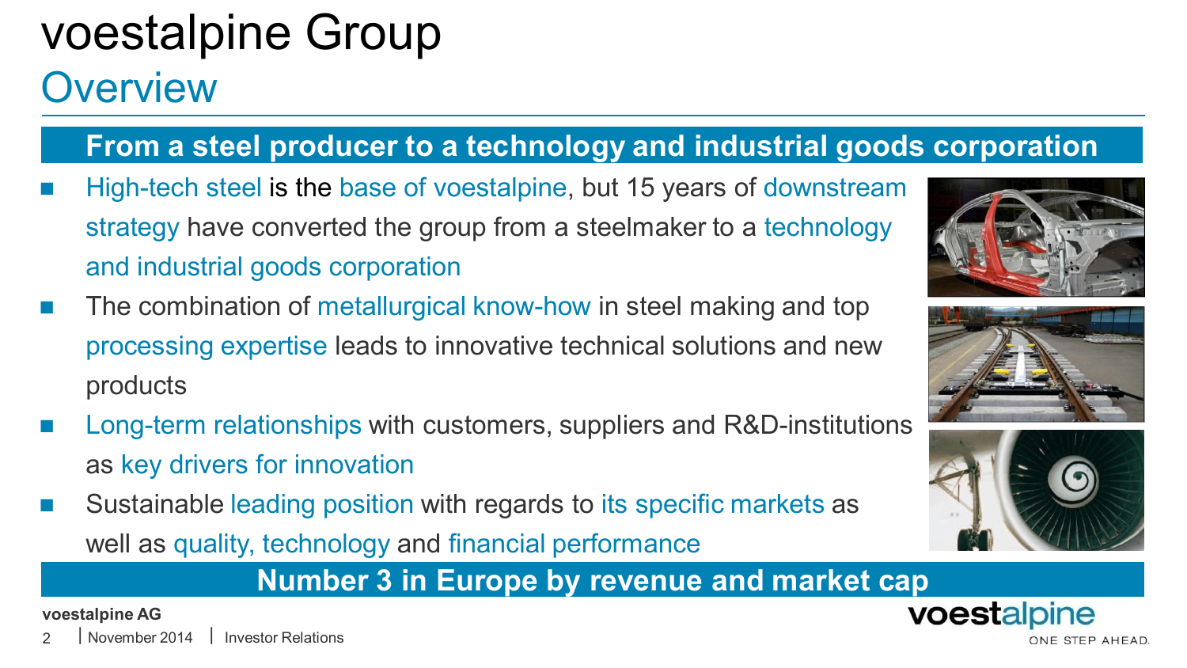# voestalpine Group

## Overview

**From a steel producer to a technology and industrial goods corporation**

- High-tech steel is the base of voestalpine, but 15 years of downstream strategy have converted the group from a steelmaker to a technology and industrial goods corporation
- The combination of metallurgical know-how in steel making and top processing expertise leads to innovative technical solutions and new products
- Long-term relationships with customers, suppliers and R&D-institutions as key drivers for innovation
- Sustainable leading position with regards to its specific markets as well as quality, technology and financial performance

**Number 3 in Europe by revenue and market cap**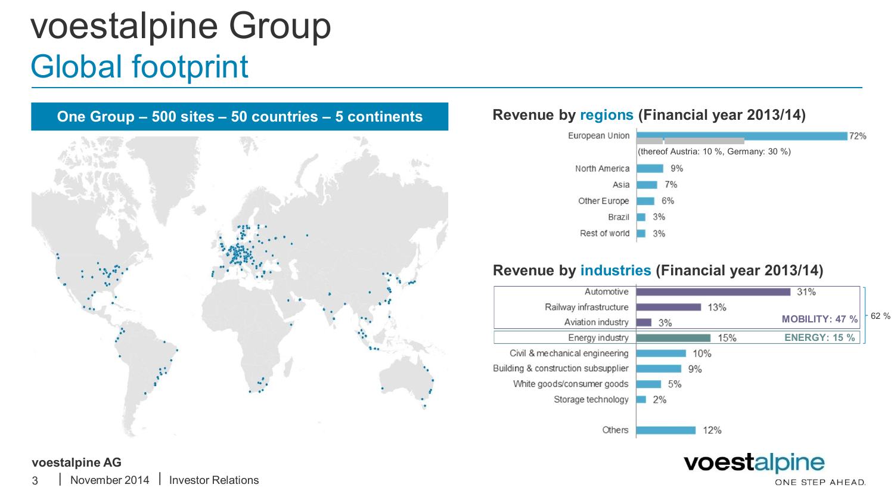# voestalpine Group

## Global footprint

**One Group – 500 sites – 50 countries – 5 continents**

### Revenue by regions (Financial year 2013/14)

| Region | Share |
|---|---|
| European Union (thereof Austria: 10 %, Germany: 30 %) | 72% |
| North America | 9% |
| Asia | 7% |
| Other Europe | 6% |
| Brazil | 3% |
| Rest of world | 3% |

### Revenue by industries (Financial year 2013/14)

| Industry | Share | Group |
|---|---|---|
| Automotive | 31% | MOBILITY: 47 % |
| Railway infrastructure | 13% | MOBILITY: 47 % |
| Aviation industry | 3% | MOBILITY: 47 % |
| Energy industry | 15% | ENERGY: 15 % |
| Civil & mechanical engineering | 10% | |
| Building & construction subsupplier | 9% | |
| White goods/consumer goods | 5% | |
| Storage technology | 2% | |
| Others | 12% | |

Mobility + Energy: 62 %

**voestalpine AG**

November 2014 | Investor Relations

voestalpine ONE STEP AHEAD.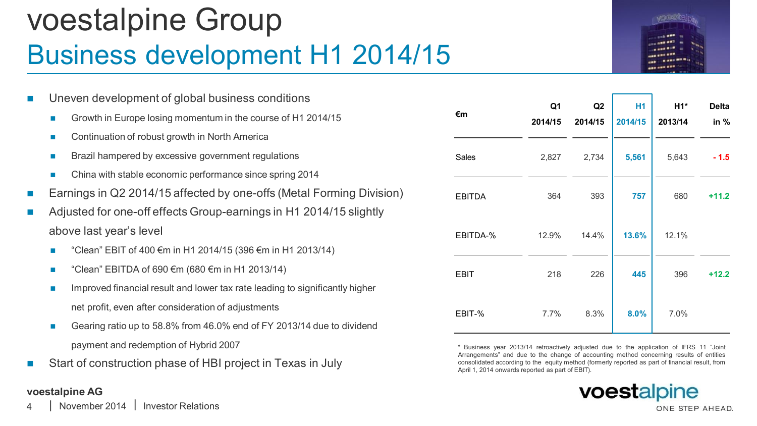# voestalpine Group

## Business development H1 2014/15

- Uneven development of global business conditions
  - Growth in Europe losing momentum in the course of H1 2014/15
  - Continuation of robust growth in North America
  - Brazil hampered by excessive government regulations
  - China with stable economic performance since spring 2014
- Earnings in Q2 2014/15 affected by one-offs (Metal Forming Division)
- Adjusted for one-off effects Group-earnings in H1 2014/15 slightly above last year's level
  - "Clean" EBIT of 400 €m in H1 2014/15 (396 €m in H1 2013/14)
  - "Clean" EBITDA of 690 €m (680 €m in H1 2013/14)
  - Improved financial result and lower tax rate leading to significantly higher net profit, even after consideration of adjustments
  - Gearing ratio up to 58.8% from 46.0% end of FY 2013/14 due to dividend payment and redemption of Hybrid 2007
- Start of construction phase of HBI project in Texas in July

| €m | Q1 2014/15 | Q2 2014/15 | H1 2014/15 | H1* 2013/14 | Delta in % |
|---|---|---|---|---|---|
| Sales | 2,827 | 2,734 | **5,561** | 5,643 | - 1.5 |
| EBITDA | 364 | 393 | **757** | 680 | +11.2 |
| EBITDA-% | 12.9% | 14.4% | **13.6%** | 12.1% | |
| EBIT | 218 | 226 | **445** | 396 | +12.2 |
| EBIT-% | 7.7% | 8.3% | **8.0%** | 7.0% | |

\* Business year 2013/14 retroactively adjusted due to the application of IFRS 11 "Joint Arrangements" and due to the change of accounting method concerning results of entities consolidated according to the equity method (formerly reported as part of financial result, from April 1, 2014 onwards reported as part of EBIT).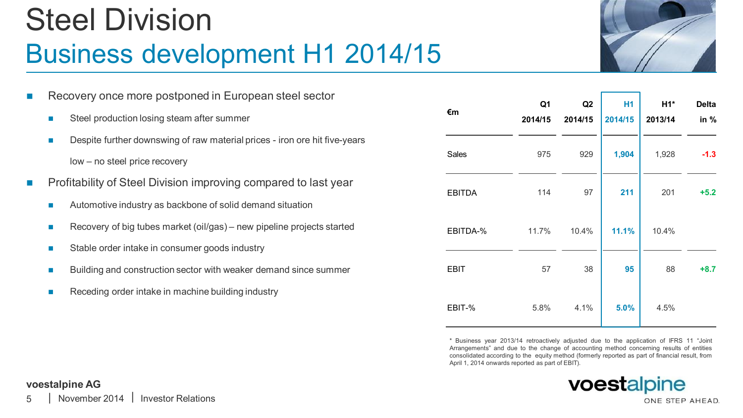# Steel Division

## Business development H1 2014/15

- Recovery once more postponed in European steel sector
  - Steel production losing steam after summer
  - Despite further downswing of raw material prices - iron ore hit five-years low – no steel price recovery
- Profitability of Steel Division improving compared to last year
  - Automotive industry as backbone of solid demand situation
  - Recovery of big tubes market (oil/gas) – new pipeline projects started
  - Stable order intake in consumer goods industry
  - Building and construction sector with weaker demand since summer
  - Receding order intake in machine building industry

| €m | Q1 2014/15 | Q2 2014/15 | H1 2014/15 | H1* 2013/14 | Delta in % |
|---|---|---|---|---|---|
| Sales | 975 | 929 | **1,904** | 1,928 | **-1.3** |
| EBITDA | 114 | 97 | **211** | 201 | **+5.2** |
| EBITDA-% | 11.7% | 10.4% | **11.1%** | 10.4% | |
| EBIT | 57 | 38 | **95** | 88 | **+8.7** |
| EBIT-% | 5.8% | 4.1% | **5.0%** | 4.5% | |

\* Business year 2013/14 retroactively adjusted due to the application of IFRS 11 "Joint Arrangements" and due to the change of accounting method concerning results of entities consolidated according to the equity method (formerly reported as part of financial result, from April 1, 2014 onwards reported as part of EBIT).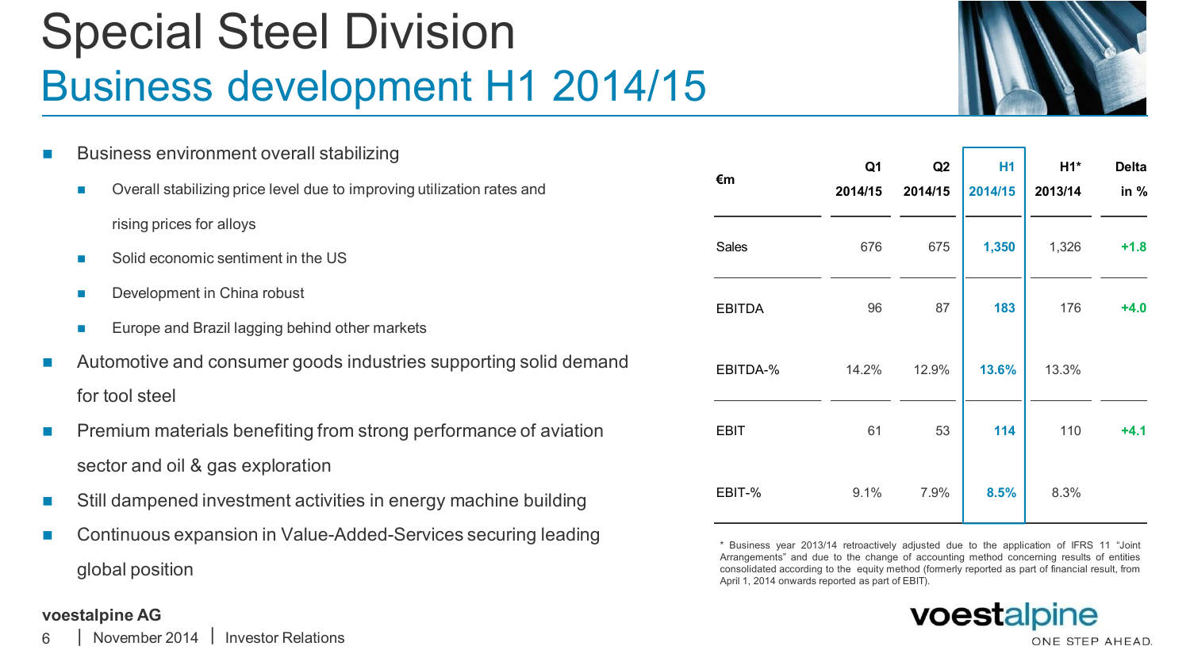# Special Steel Division
## Business development H1 2014/15

- Business environment overall stabilizing
  - Overall stabilizing price level due to improving utilization rates and rising prices for alloys
  - Solid economic sentiment in the US
  - Development in China robust
  - Europe and Brazil lagging behind other markets
- Automotive and consumer goods industries supporting solid demand for tool steel
- Premium materials benefiting from strong performance of aviation sector and oil & gas exploration
- Still dampened investment activities in energy machine building
- Continuous expansion in Value-Added-Services securing leading global position

| €m | Q1 2014/15 | Q2 2014/15 | H1 2014/15 | H1* 2013/14 | Delta in % |
|---|---|---|---|---|---|
| Sales | 676 | 675 | **1,350** | 1,326 | **+1.8** |
| EBITDA | 96 | 87 | **183** | 176 | **+4.0** |
| EBITDA-% | 14.2% | 12.9% | **13.6%** | 13.3% | |
| EBIT | 61 | 53 | **114** | 110 | **+4.1** |
| EBIT-% | 9.1% | 7.9% | **8.5%** | 8.3% | |

\* Business year 2013/14 retroactively adjusted due to the application of IFRS 11 "Joint Arrangements" and due to the change of accounting method concerning results of entities consolidated according to the equity method (formerly reported as part of financial result, from April 1, 2014 onwards reported as part of EBIT).

voestalpine AG

November 2014 | Investor Relations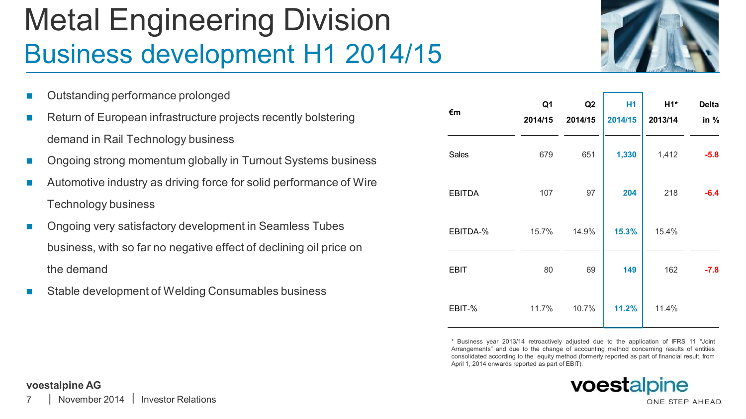# Metal Engineering Division

## Business development H1 2014/15

- Outstanding performance prolonged
- Return of European infrastructure projects recently bolstering demand in Rail Technology business
- Ongoing strong momentum globally in Turnout Systems business
- Automotive industry as driving force for solid performance of Wire Technology business
- Ongoing very satisfactory development in Seamless Tubes business, with so far no negative effect of declining oil price on the demand
- Stable development of Welding Consumables business

| €m | Q1 2014/15 | Q2 2014/15 | H1 2014/15 | H1* 2013/14 | Delta in % |
|---|---|---|---|---|---|
| Sales | 679 | 651 | **1,330** | 1,412 | -5.8 |
| EBITDA | 107 | 97 | **204** | 218 | -6.4 |
| EBITDA-% | 15.7% | 14.9% | **15.3%** | 15.4% | |
| EBIT | 80 | 69 | **149** | 162 | -7.8 |
| EBIT-% | 11.7% | 10.7% | **11.2%** | 11.4% | |

* Business year 2013/14 retroactively adjusted due to the application of IFRS 11 "Joint Arrangements" and due to the change of accounting method concerning results of entities consolidated according to the equity method (formerly reported as part of financial result, from April 1, 2014 onwards reported as part of EBIT).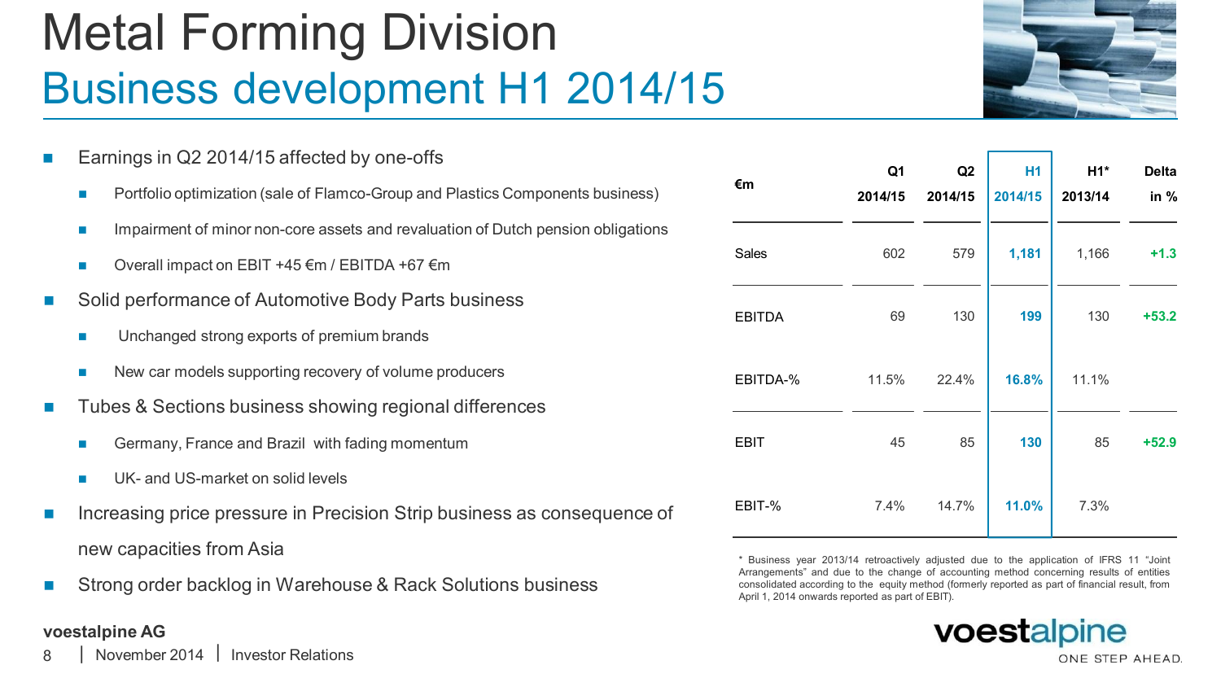# Metal Forming Division

## Business development H1 2014/15

- Earnings in Q2 2014/15 affected by one-offs
  - Portfolio optimization (sale of Flamco-Group and Plastics Components business)
  - Impairment of minor non-core assets and revaluation of Dutch pension obligations
  - Overall impact on EBIT +45 €m / EBITDA +67 €m
- Solid performance of Automotive Body Parts business
  - Unchanged strong exports of premium brands
  - New car models supporting recovery of volume producers
- Tubes & Sections business showing regional differences
  - Germany, France and Brazil with fading momentum
  - UK- and US-market on solid levels
- Increasing price pressure in Precision Strip business as consequence of new capacities from Asia
- Strong order backlog in Warehouse & Rack Solutions business

| €m | Q1 2014/15 | Q2 2014/15 | H1 2014/15 | H1* 2013/14 | Delta in % |
|---|---|---|---|---|---|
| Sales | 602 | 579 | **1,181** | 1,166 | **+1.3** |
| EBITDA | 69 | 130 | **199** | 130 | **+53.2** |
| EBITDA-% | 11.5% | 22.4% | **16.8%** | 11.1% | |
| EBIT | 45 | 85 | **130** | 85 | **+52.9** |
| EBIT-% | 7.4% | 14.7% | **11.0%** | 7.3% | |

* Business year 2013/14 retroactively adjusted due to the application of IFRS 11 "Joint Arrangements" and due to the change of accounting method concerning results of entities consolidated according to the equity method (formerly reported as part of financial result, from April 1, 2014 onwards reported as part of EBIT).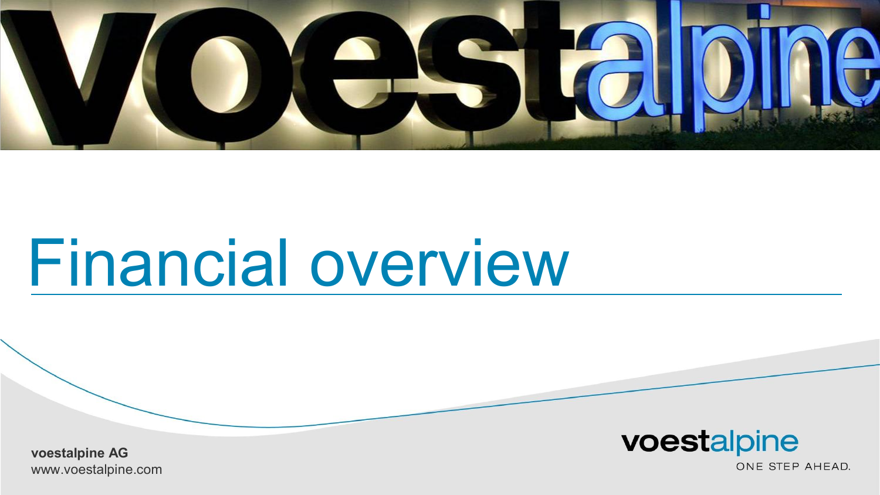# Financial overview

**voestalpine AG**
www.voestalpine.com

voestalpine
ONE STEP AHEAD.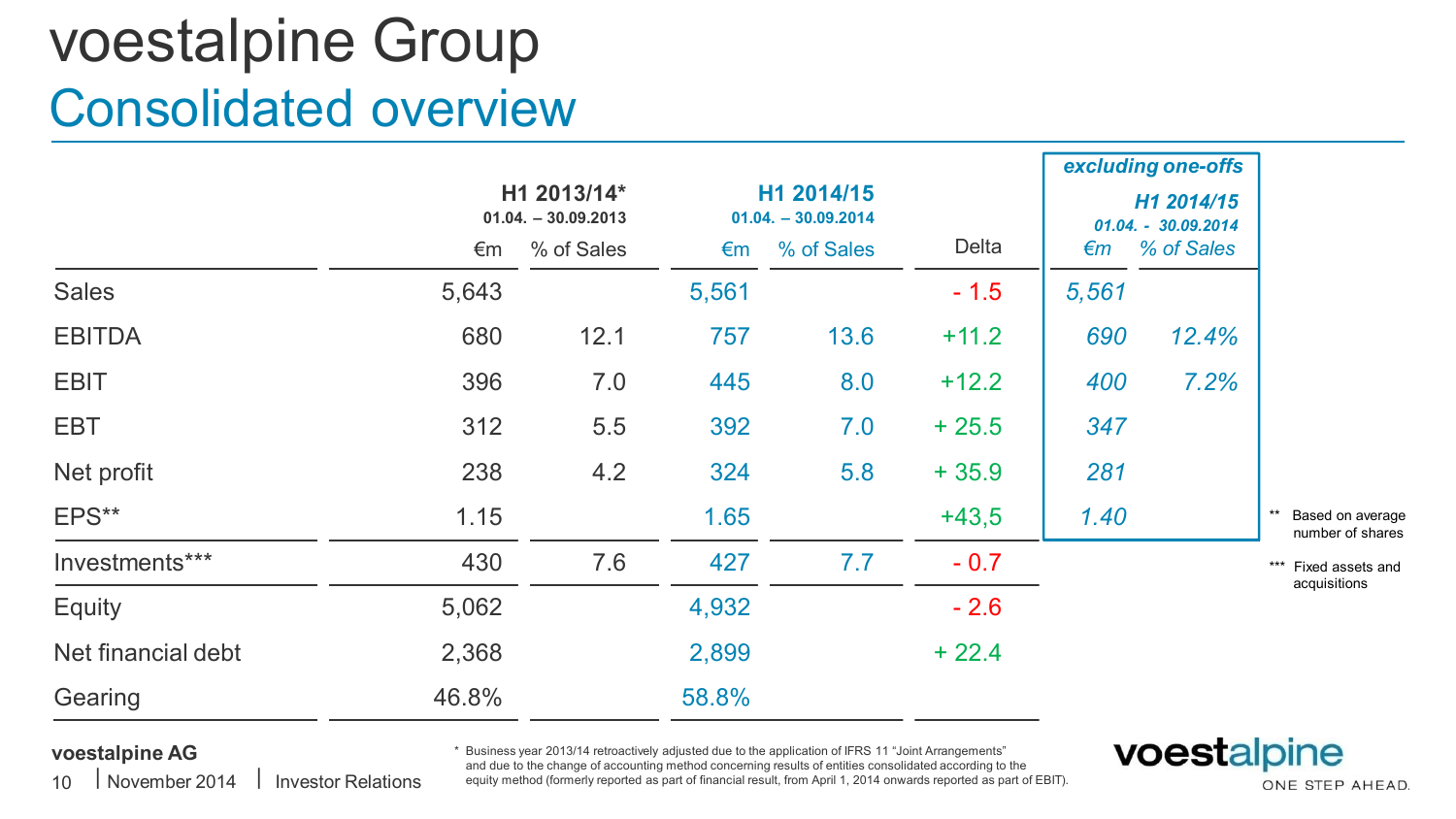# voestalpine Group

## Consolidated overview

| | H1 2013/14* 01.04. – 30.09.2013 | | H1 2014/15 01.04. – 30.09.2014 | | | *excluding one-offs H1 2014/15 01.04. - 30.09.2014* | |
|---|---|---|---|---|---|---|---|
| | €m | % of Sales | €m | % of Sales | Delta | *€m* | *% of Sales* |
| Sales | 5,643 | | 5,561 | | - 1.5 | *5,561* | |
| EBITDA | 680 | 12.1 | 757 | 13.6 | +11.2 | *690* | *12.4%* |
| EBIT | 396 | 7.0 | 445 | 8.0 | +12.2 | *400* | *7.2%* |
| EBT | 312 | 5.5 | 392 | 7.0 | + 25.5 | *347* | |
| Net profit | 238 | 4.2 | 324 | 5.8 | + 35.9 | *281* | |
| EPS** | 1.15 | | 1.65 | | +43,5 | *1.40* | |
| Investments*** | 430 | 7.6 | 427 | 7.7 | - 0.7 | | |
| Equity | 5,062 | | 4,932 | | - 2.6 | | |
| Net financial debt | 2,368 | | 2,899 | | + 22.4 | | |
| Gearing | 46.8% | | 58.8% | | | | |

** Based on average number of shares

*** Fixed assets and acquisitions

\* Business year 2013/14 retroactively adjusted due to the application of IFRS 11 "Joint Arrangements" and due to the change of accounting method concerning results of entities consolidated according to the equity method (formerly reported as part of financial result, from April 1, 2014 onwards reported as part of EBIT).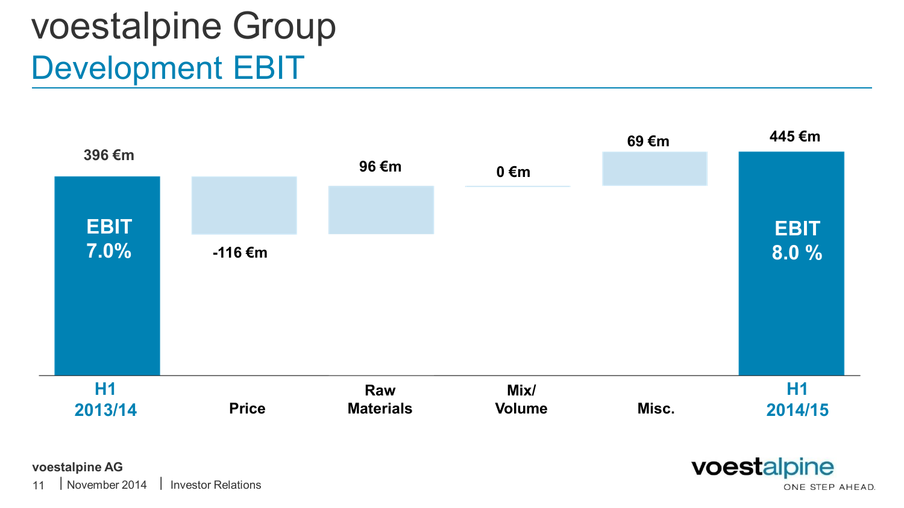# voestalpine Group

## Development EBIT

| | H1 2013/14 | Price | Raw Materials | Mix/ Volume | Misc. | H1 2014/15 |
|---|---|---|---|---|---|---|
| Value | 396 €m | -116 €m | 96 €m | 0 €m | 69 €m | 445 €m |
| EBIT margin | 7.0% | | | | | 8.0 % |

voestalpine AG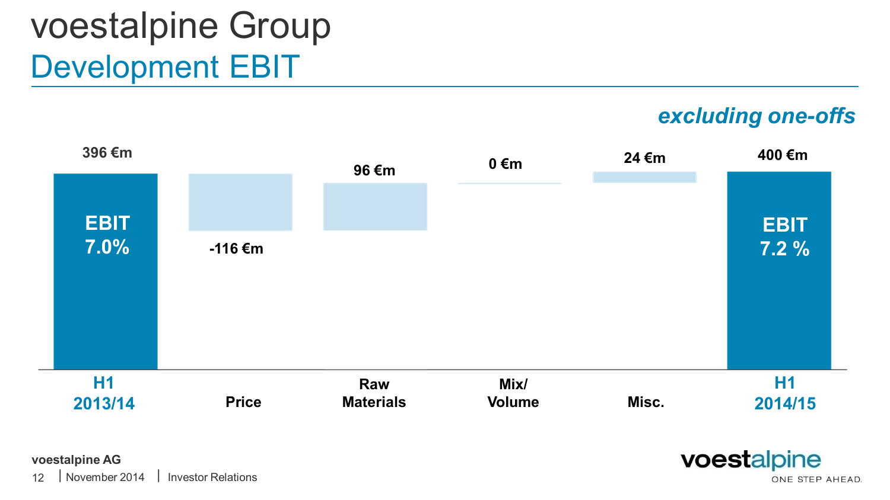# voestalpine Group

## Development EBIT

***excluding one-offs***

| | H1 2013/14 | Price | Raw Materials | Mix/ Volume | Misc. | H1 2014/15 |
|---|---|---|---|---|---|---|
| Value | 396 €m | -116 €m | 96 €m | 0 €m | 24 €m | 400 €m |
| EBIT | 7.0% | | | | | 7.2 % |

voestalpine AG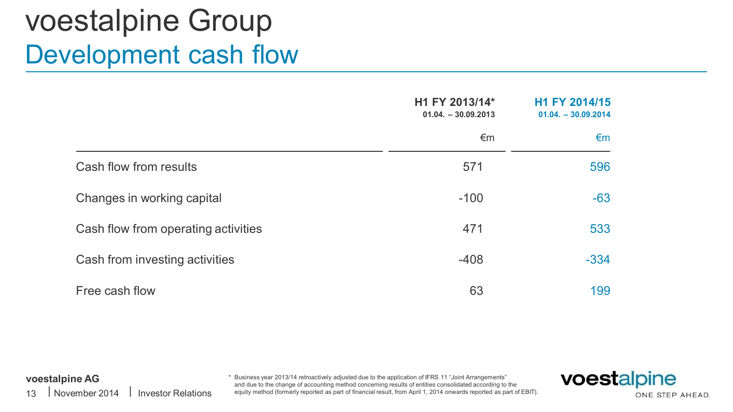# voestalpine Group

## Development cash flow

| | H1 FY 2013/14* 01.04. – 30.09.2013 €m | H1 FY 2014/15 01.04. – 30.09.2014 €m |
|---|---|---|
| Cash flow from results | 571 | 596 |
| Changes in working capital | -100 | -63 |
| Cash flow from operating activities | 471 | 533 |
| Cash from investing activities | -408 | -334 |
| Free cash flow | 63 | 199 |

* Business year 2013/14 retroactively adjusted due to the application of IFRS 11 "Joint Arrangements" and due to the change of accounting method concerning results of entities consolidated according to the equity method (formerly reported as part of financial result, from April 1, 2014 onwards reported as part of EBIT).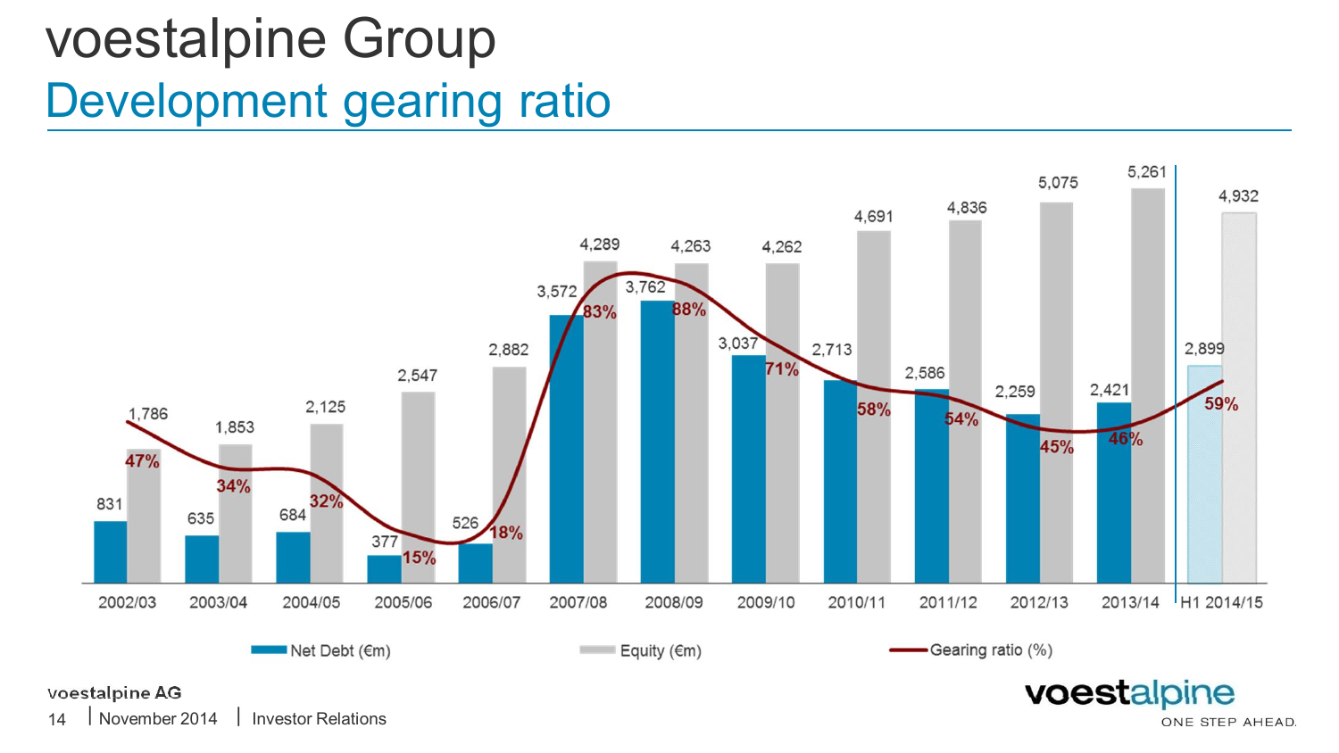# voestalpine Group

## Development gearing ratio

| | 2002/03 | 2003/04 | 2004/05 | 2005/06 | 2006/07 | 2007/08 | 2008/09 | 2009/10 | 2010/11 | 2011/12 | 2012/13 | 2013/14 | H1 2014/15 |
|---|---|---|---|---|---|---|---|---|---|---|---|---|---|
| Net Debt (€m) | 831 | 635 | 684 | 377 | 526 | 3,572 | 3,762 | 3,037 | 2,713 | 2,586 | 2,259 | 2,421 | 2,899 |
| Equity (€m) | 1,786 | 1,853 | 2,125 | 2,547 | 2,882 | 4,289 | 4,263 | 4,262 | 4,691 | 4,836 | 5,075 | 5,261 | 4,932 |
| Gearing ratio (%) | 47% | 34% | 32% | 15% | 18% | 83% | 88% | 71% | 58% | 54% | 45% | 46% | 59% |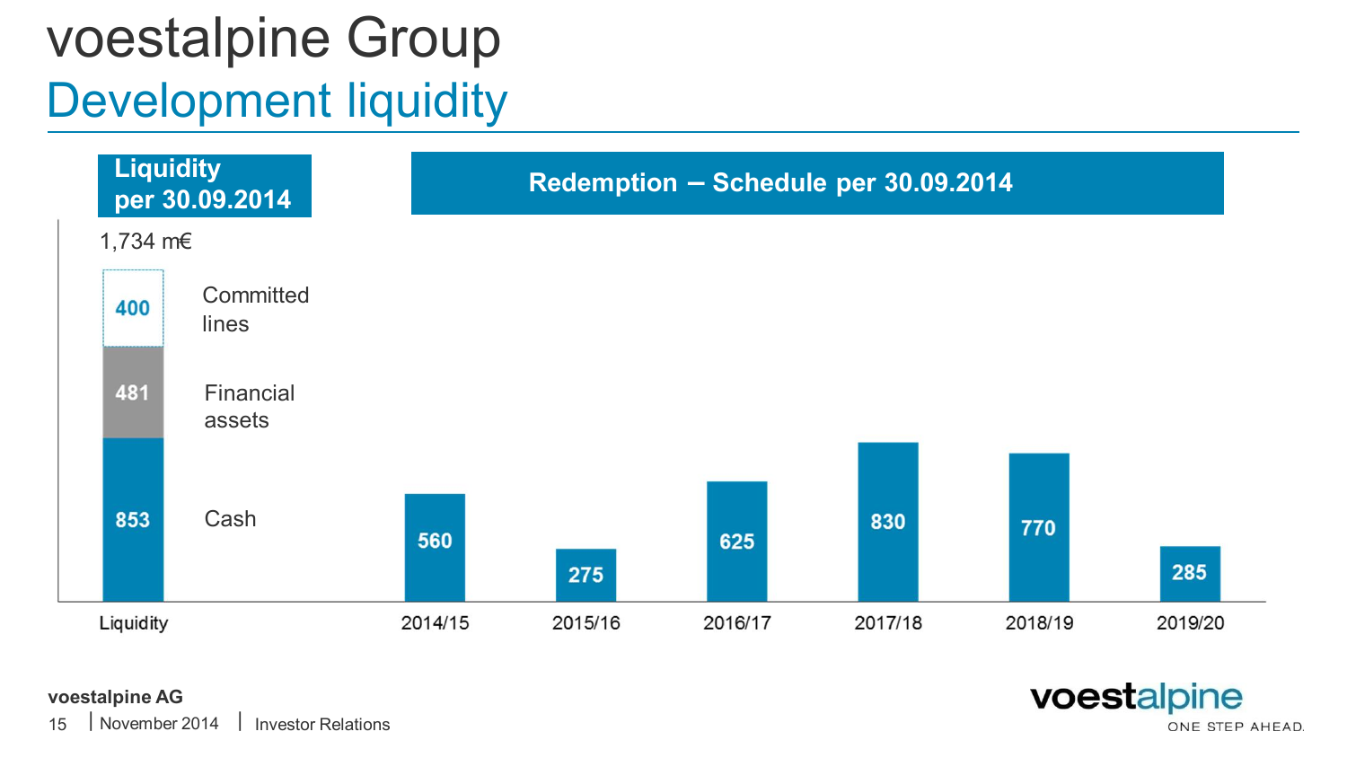# voestalpine Group

## Development liquidity

**Liquidity per 30.09.2014**

1,734 m€

| Liquidity | m€ |
|---|---|
| Committed lines | 400 |
| Financial assets | 481 |
| Cash | 853 |

**Redemption – Schedule per 30.09.2014**

| 2014/15 | 2015/16 | 2016/17 | 2017/18 | 2018/19 | 2019/20 |
|---|---|---|---|---|---|
| 560 | 275 | 625 | 830 | 770 | 285 |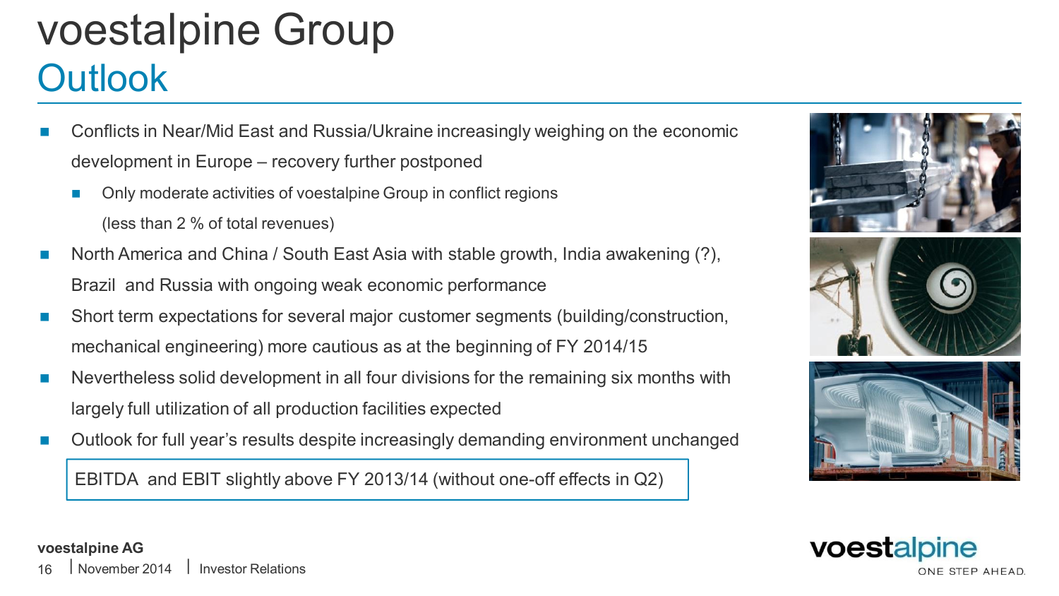# voestalpine Group

## Outlook

- Conflicts in Near/Mid East and Russia/Ukraine increasingly weighing on the economic development in Europe – recovery further postponed
  - Only moderate activities of voestalpine Group in conflict regions (less than 2 % of total revenues)
- North America and China / South East Asia with stable growth, India awakening (?), Brazil and Russia with ongoing weak economic performance
- Short term expectations for several major customer segments (building/construction, mechanical engineering) more cautious as at the beginning of FY 2014/15
- Nevertheless solid development in all four divisions for the remaining six months with largely full utilization of all production facilities expected
- Outlook for full year's results despite increasingly demanding environment unchanged

EBITDA and EBIT slightly above FY 2013/14 (without one-off effects in Q2)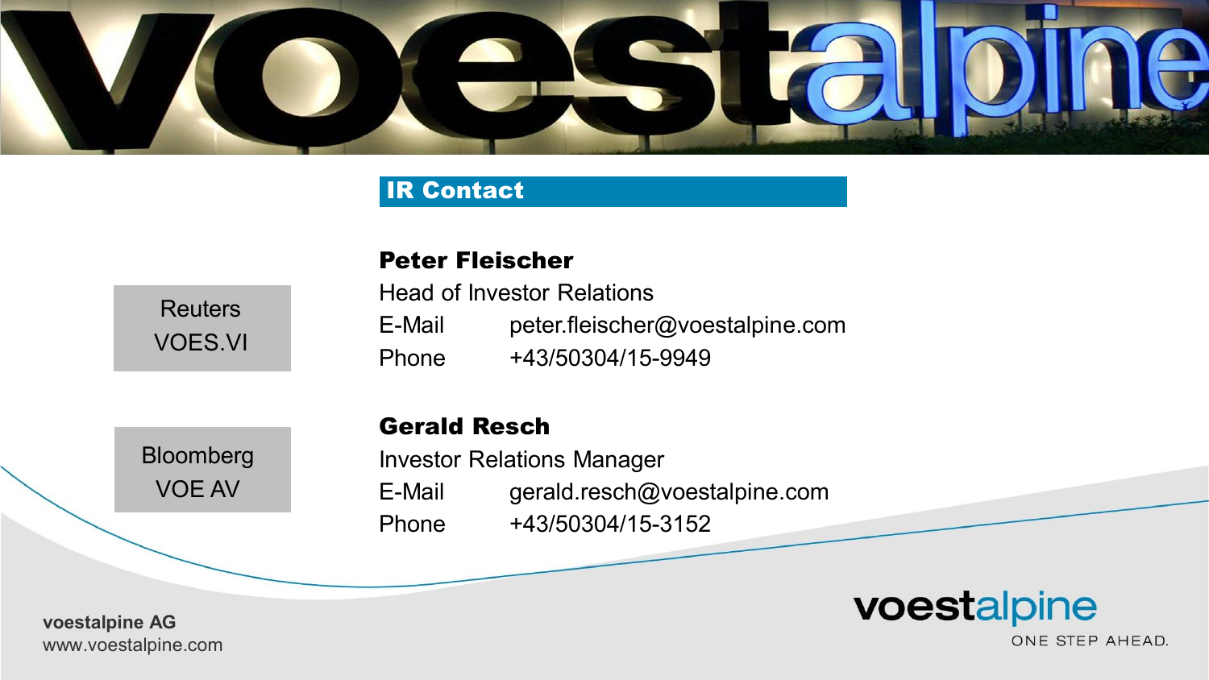## IR Contact

Reuters
VOES.VI

Bloomberg
VOE AV

**Peter Fleischer**
Head of Investor Relations
E-Mail peter.fleischer@voestalpine.com
Phone +43/50304/15-9949

**Gerald Resch**
Investor Relations Manager
E-Mail gerald.resch@voestalpine.com
Phone +43/50304/15-3152

**voestalpine AG**
www.voestalpine.com

voestalpine
ONE STEP AHEAD.